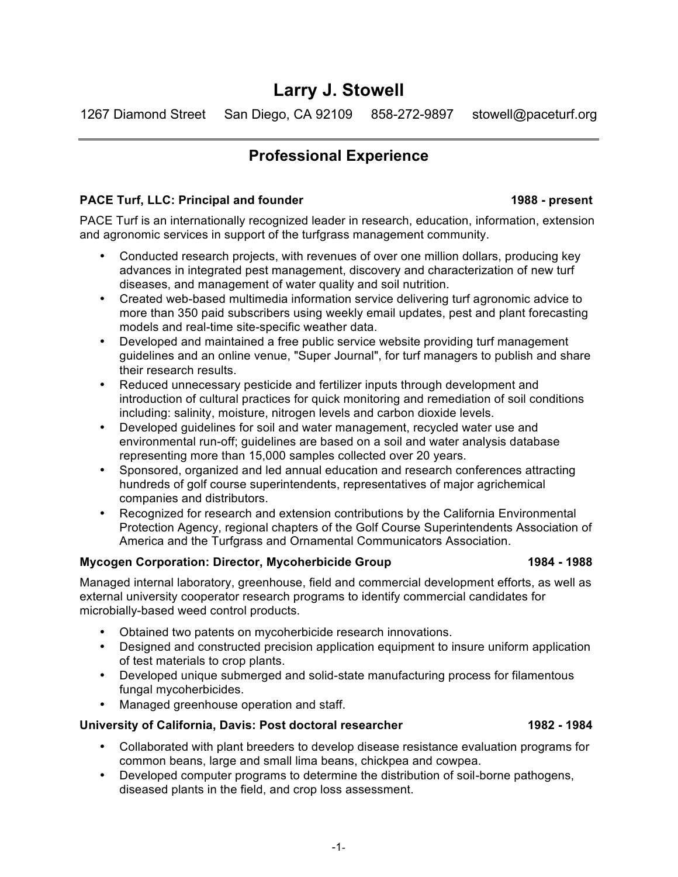# Larry J. Stowell

1267 Diamond Street     San Diego, CA 92109     858-272-9897     stowell@paceturf.org

---

## Professional Experience

**PACE Turf, LLC: Principal and founder** **1988 - present**

PACE Turf is an internationally recognized leader in research, education, information, extension and agronomic services in support of the turfgrass management community.

- Conducted research projects, with revenues of over one million dollars, producing key advances in integrated pest management, discovery and characterization of new turf diseases, and management of water quality and soil nutrition.
- Created web-based multimedia information service delivering turf agronomic advice to more than 350 paid subscribers using weekly email updates, pest and plant forecasting models and real-time site-specific weather data.
- Developed and maintained a free public service website providing turf management guidelines and an online venue, "Super Journal", for turf managers to publish and share their research results.
- Reduced unnecessary pesticide and fertilizer inputs through development and introduction of cultural practices for quick monitoring and remediation of soil conditions including: salinity, moisture, nitrogen levels and carbon dioxide levels.
- Developed guidelines for soil and water management, recycled water use and environmental run-off; guidelines are based on a soil and water analysis database representing more than 15,000 samples collected over 20 years.
- Sponsored, organized and led annual education and research conferences attracting hundreds of golf course superintendents, representatives of major agrichemical companies and distributors.
- Recognized for research and extension contributions by the California Environmental Protection Agency, regional chapters of the Golf Course Superintendents Association of America and the Turfgrass and Ornamental Communicators Association.

**Mycogen Corporation: Director, Mycoherbicide Group** **1984 - 1988**

Managed internal laboratory, greenhouse, field and commercial development efforts, as well as external university cooperator research programs to identify commercial candidates for microbially-based weed control products.

- Obtained two patents on mycoherbicide research innovations.
- Designed and constructed precision application equipment to insure uniform application of test materials to crop plants.
- Developed unique submerged and solid-state manufacturing process for filamentous fungal mycoherbicides.
- Managed greenhouse operation and staff.

**University of California, Davis: Post doctoral researcher** **1982 - 1984**

- Collaborated with plant breeders to develop disease resistance evaluation programs for common beans, large and small lima beans, chickpea and cowpea.
- Developed computer programs to determine the distribution of soil-borne pathogens, diseased plants in the field, and crop loss assessment.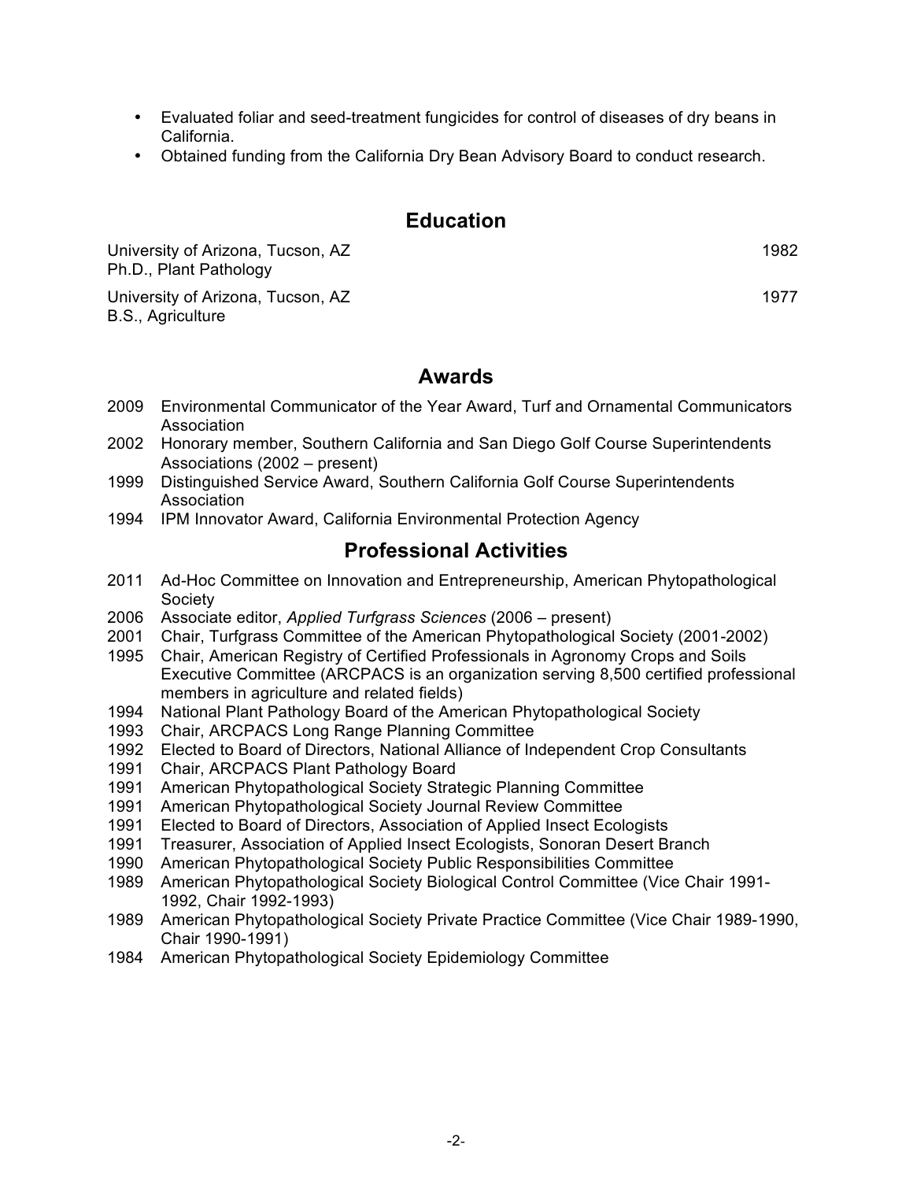- Evaluated foliar and seed-treatment fungicides for control of diseases of dry beans in California.
- Obtained funding from the California Dry Bean Advisory Board to conduct research.

## Education

University of Arizona, Tucson, AZ — 1982
Ph.D., Plant Pathology

University of Arizona, Tucson, AZ — 1977
B.S., Agriculture

## Awards

- 2009 Environmental Communicator of the Year Award, Turf and Ornamental Communicators Association
- 2002 Honorary member, Southern California and San Diego Golf Course Superintendents Associations (2002 – present)
- 1999 Distinguished Service Award, Southern California Golf Course Superintendents Association
- 1994 IPM Innovator Award, California Environmental Protection Agency

## Professional Activities

- 2011 Ad-Hoc Committee on Innovation and Entrepreneurship, American Phytopathological Society
- 2006 Associate editor, *Applied Turfgrass Sciences* (2006 – present)
- 2001 Chair, Turfgrass Committee of the American Phytopathological Society (2001-2002)
- 1995 Chair, American Registry of Certified Professionals in Agronomy Crops and Soils Executive Committee (ARCPACS is an organization serving 8,500 certified professional members in agriculture and related fields)
- 1994 National Plant Pathology Board of the American Phytopathological Society
- 1993 Chair, ARCPACS Long Range Planning Committee
- 1992 Elected to Board of Directors, National Alliance of Independent Crop Consultants
- 1991 Chair, ARCPACS Plant Pathology Board
- 1991 American Phytopathological Society Strategic Planning Committee
- 1991 American Phytopathological Society Journal Review Committee
- 1991 Elected to Board of Directors, Association of Applied Insect Ecologists
- 1991 Treasurer, Association of Applied Insect Ecologists, Sonoran Desert Branch
- 1990 American Phytopathological Society Public Responsibilities Committee
- 1989 American Phytopathological Society Biological Control Committee (Vice Chair 1991-1992, Chair 1992-1993)
- 1989 American Phytopathological Society Private Practice Committee (Vice Chair 1989-1990, Chair 1990-1991)
- 1984 American Phytopathological Society Epidemiology Committee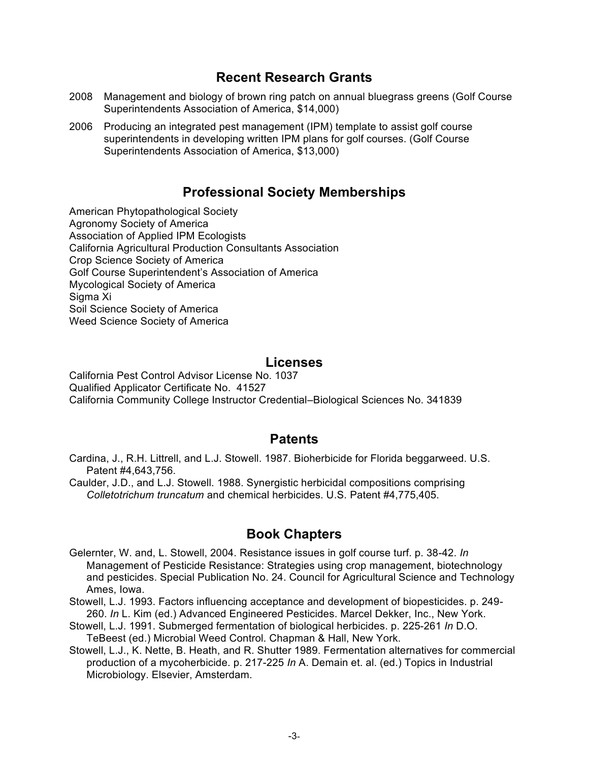## Recent Research Grants

2008 Management and biology of brown ring patch on annual bluegrass greens (Golf Course Superintendents Association of America, $14,000)

2006 Producing an integrated pest management (IPM) template to assist golf course superintendents in developing written IPM plans for golf courses. (Golf Course Superintendents Association of America, $13,000)

## Professional Society Memberships

American Phytopathological Society
Agronomy Society of America
Association of Applied IPM Ecologists
California Agricultural Production Consultants Association
Crop Science Society of America
Golf Course Superintendent's Association of America
Mycological Society of America
Sigma Xi
Soil Science Society of America
Weed Science Society of America

## Licenses

California Pest Control Advisor License No. 1037
Qualified Applicator Certificate No. 41527
California Community College Instructor Credential–Biological Sciences No. 341839

## Patents

Cardina, J., R.H. Littrell, and L.J. Stowell. 1987. Bioherbicide for Florida beggarweed. U.S. Patent #4,643,756.

Caulder, J.D., and L.J. Stowell. 1988. Synergistic herbicidal compositions comprising *Colletotrichum truncatum* and chemical herbicides. U.S. Patent #4,775,405.

## Book Chapters

Gelernter, W. and, L. Stowell, 2004. Resistance issues in golf course turf. p. 38-42. *In* Management of Pesticide Resistance: Strategies using crop management, biotechnology and pesticides. Special Publication No. 24. Council for Agricultural Science and Technology Ames, Iowa.

Stowell, L.J. 1993. Factors influencing acceptance and development of biopesticides. p. 249-260. *In* L. Kim (ed.) Advanced Engineered Pesticides. Marcel Dekker, Inc., New York.

Stowell, L.J. 1991. Submerged fermentation of biological herbicides. p. 225-261 *In* D.O. TeBeest (ed.) Microbial Weed Control. Chapman & Hall, New York.

Stowell, L.J., K. Nette, B. Heath, and R. Shutter 1989. Fermentation alternatives for commercial production of a mycoherbicide. p. 217-225 *In* A. Demain et. al. (ed.) Topics in Industrial Microbiology. Elsevier, Amsterdam.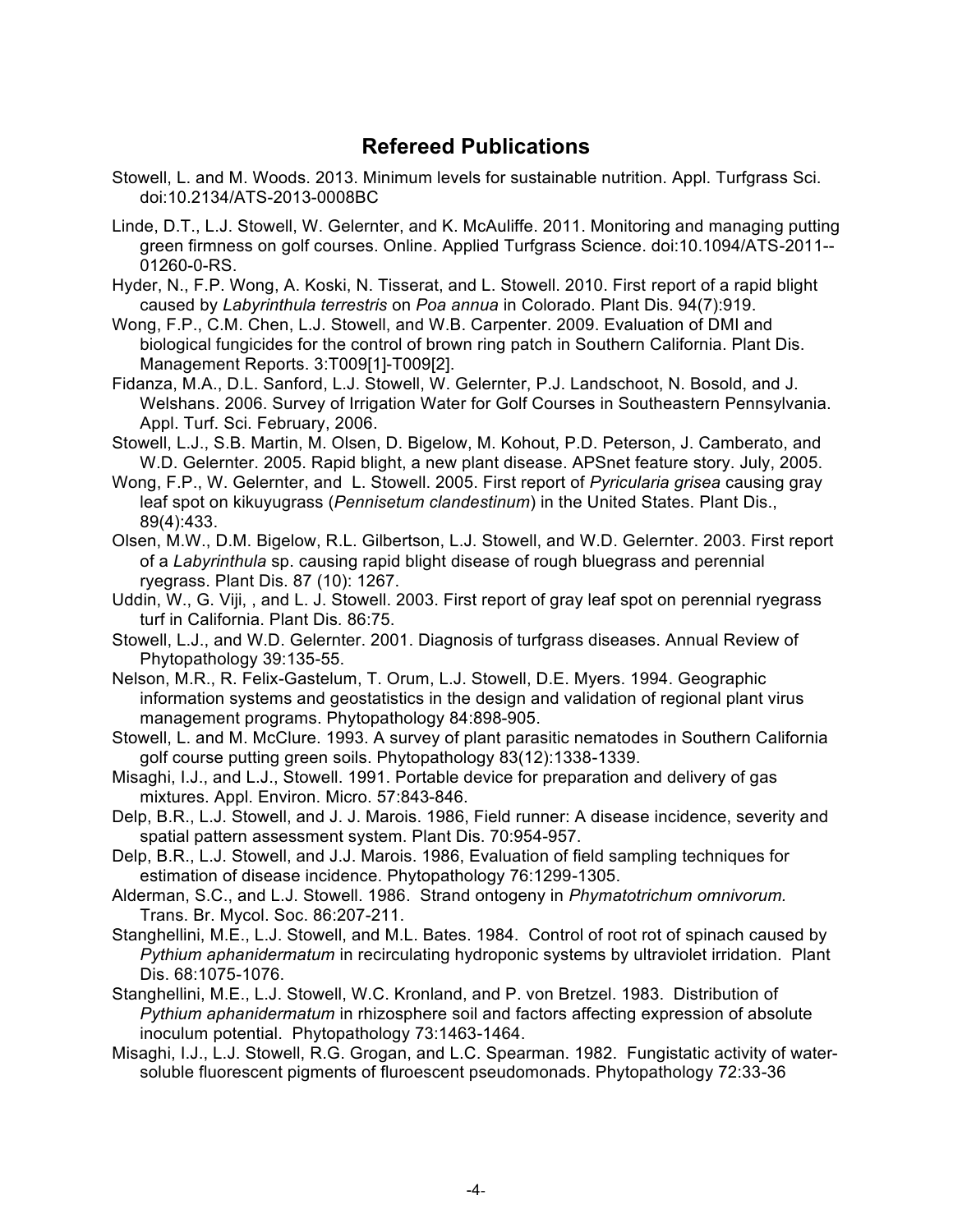## Refereed Publications

Stowell, L. and M. Woods. 2013. Minimum levels for sustainable nutrition. Appl. Turfgrass Sci. doi:10.2134/ATS-2013-0008BC

Linde, D.T., L.J. Stowell, W. Gelernter, and K. McAuliffe. 2011. Monitoring and managing putting green firmness on golf courses. Online. Applied Turfgrass Science. doi:10.1094/ATS-2011--01260-0-RS.

Hyder, N., F.P. Wong, A. Koski, N. Tisserat, and L. Stowell. 2010. First report of a rapid blight caused by *Labyrinthula terrestris* on *Poa annua* in Colorado. Plant Dis. 94(7):919.

Wong, F.P., C.M. Chen, L.J. Stowell, and W.B. Carpenter. 2009. Evaluation of DMI and biological fungicides for the control of brown ring patch in Southern California. Plant Dis. Management Reports. 3:T009[1]-T009[2].

Fidanza, M.A., D.L. Sanford, L.J. Stowell, W. Gelernter, P.J. Landschoot, N. Bosold, and J. Welshans. 2006. Survey of Irrigation Water for Golf Courses in Southeastern Pennsylvania. Appl. Turf. Sci. February, 2006.

Stowell, L.J., S.B. Martin, M. Olsen, D. Bigelow, M. Kohout, P.D. Peterson, J. Camberato, and W.D. Gelernter. 2005. Rapid blight, a new plant disease. APSnet feature story. July, 2005.

Wong, F.P., W. Gelernter, and L. Stowell. 2005. First report of *Pyricularia grisea* causing gray leaf spot on kikuyugrass (*Pennisetum clandestinum*) in the United States. Plant Dis., 89(4):433.

Olsen, M.W., D.M. Bigelow, R.L. Gilbertson, L.J. Stowell, and W.D. Gelernter. 2003. First report of a *Labyrinthula* sp. causing rapid blight disease of rough bluegrass and perennial ryegrass. Plant Dis. 87 (10): 1267.

Uddin, W., G. Viji, , and L. J. Stowell. 2003. First report of gray leaf spot on perennial ryegrass turf in California. Plant Dis. 86:75.

Stowell, L.J., and W.D. Gelernter. 2001. Diagnosis of turfgrass diseases. Annual Review of Phytopathology 39:135-55.

Nelson, M.R., R. Felix-Gastelum, T. Orum, L.J. Stowell, D.E. Myers. 1994. Geographic information systems and geostatistics in the design and validation of regional plant virus management programs. Phytopathology 84:898-905.

Stowell, L. and M. McClure. 1993. A survey of plant parasitic nematodes in Southern California golf course putting green soils. Phytopathology 83(12):1338-1339.

Misaghi, I.J., and L.J., Stowell. 1991. Portable device for preparation and delivery of gas mixtures. Appl. Environ. Micro. 57:843-846.

Delp, B.R., L.J. Stowell, and J. J. Marois. 1986, Field runner: A disease incidence, severity and spatial pattern assessment system. Plant Dis. 70:954-957.

Delp, B.R., L.J. Stowell, and J.J. Marois. 1986, Evaluation of field sampling techniques for estimation of disease incidence. Phytopathology 76:1299-1305.

Alderman, S.C., and L.J. Stowell. 1986. Strand ontogeny in *Phymatotrichum omnivorum.* Trans. Br. Mycol. Soc. 86:207-211.

Stanghellini, M.E., L.J. Stowell, and M.L. Bates. 1984. Control of root rot of spinach caused by *Pythium aphanidermatum* in recirculating hydroponic systems by ultraviolet irridation. Plant Dis. 68:1075-1076.

Stanghellini, M.E., L.J. Stowell, W.C. Kronland, and P. von Bretzel. 1983. Distribution of *Pythium aphanidermatum* in rhizosphere soil and factors affecting expression of absolute inoculum potential. Phytopathology 73:1463-1464.

Misaghi, I.J., L.J. Stowell, R.G. Grogan, and L.C. Spearman. 1982. Fungistatic activity of water-soluble fluorescent pigments of fluroescent pseudomonads. Phytopathology 72:33-36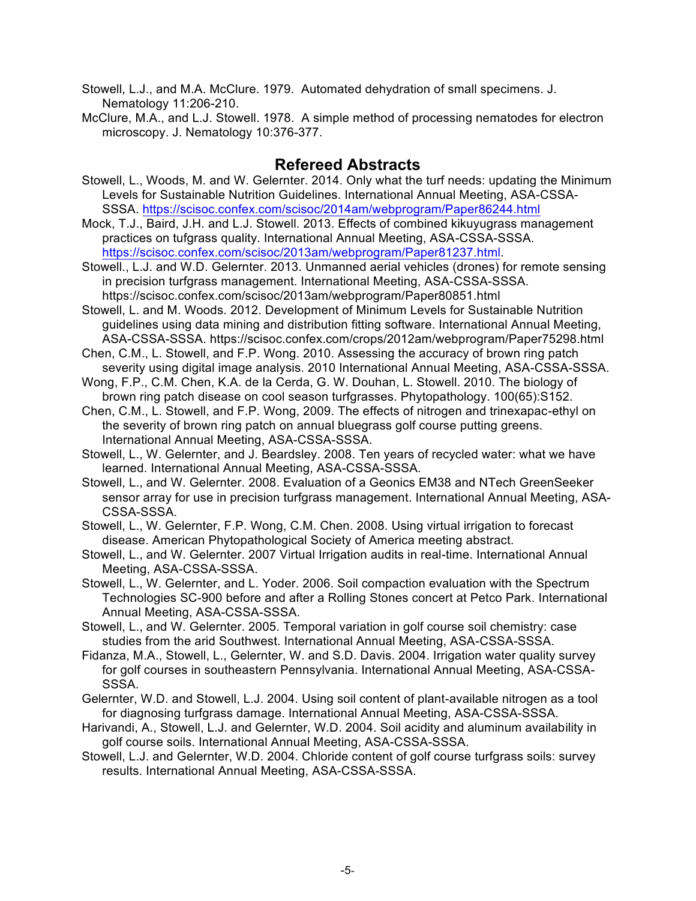Stowell, L.J., and M.A. McClure. 1979. Automated dehydration of small specimens. J. Nematology 11:206-210.

McClure, M.A., and L.J. Stowell. 1978. A simple method of processing nematodes for electron microscopy. J. Nematology 10:376-377.

## Refereed Abstracts

Stowell, L., Woods, M. and W. Gelernter. 2014. Only what the turf needs: updating the Minimum Levels for Sustainable Nutrition Guidelines. International Annual Meeting, ASA-CSSA-SSSA. https://scisoc.confex.com/scisoc/2014am/webprogram/Paper86244.html

Mock, T.J., Baird, J.H. and L.J. Stowell. 2013. Effects of combined kikuyugrass management practices on tufgrass quality. International Annual Meeting, ASA-CSSA-SSSA. https://scisoc.confex.com/scisoc/2013am/webprogram/Paper81237.html.

Stowell., L.J. and W.D. Gelernter. 2013. Unmanned aerial vehicles (drones) for remote sensing in precision turfgrass management. International Meeting, ASA-CSSA-SSSA. https://scisoc.confex.com/scisoc/2013am/webprogram/Paper80851.html

Stowell, L. and M. Woods. 2012. Development of Minimum Levels for Sustainable Nutrition guidelines using data mining and distribution fitting software. International Annual Meeting, ASA-CSSA-SSSA. https://scisoc.confex.com/crops/2012am/webprogram/Paper75298.html

Chen, C.M., L. Stowell, and F.P. Wong. 2010. Assessing the accuracy of brown ring patch severity using digital image analysis. 2010 International Annual Meeting, ASA-CSSA-SSSA.

Wong, F.P., C.M. Chen, K.A. de la Cerda, G. W. Douhan, L. Stowell. 2010. The biology of brown ring patch disease on cool season turfgrasses. Phytopathology. 100(65):S152.

Chen, C.M., L. Stowell, and F.P. Wong, 2009. The effects of nitrogen and trinexapac-ethyl on the severity of brown ring patch on annual bluegrass golf course putting greens. International Annual Meeting, ASA-CSSA-SSSA.

Stowell, L., W. Gelernter, and J. Beardsley. 2008. Ten years of recycled water: what we have learned. International Annual Meeting, ASA-CSSA-SSSA.

Stowell, L., and W. Gelernter. 2008. Evaluation of a Geonics EM38 and NTech GreenSeeker sensor array for use in precision turfgrass management. International Annual Meeting, ASA-CSSA-SSSA.

Stowell, L., W. Gelernter, F.P. Wong, C.M. Chen. 2008. Using virtual irrigation to forecast disease. American Phytopathological Society of America meeting abstract.

Stowell, L., and W. Gelernter. 2007 Virtual Irrigation audits in real-time. International Annual Meeting, ASA-CSSA-SSSA.

Stowell, L., W. Gelernter, and L. Yoder. 2006. Soil compaction evaluation with the Spectrum Technologies SC-900 before and after a Rolling Stones concert at Petco Park. International Annual Meeting, ASA-CSSA-SSSA.

Stowell, L., and W. Gelernter. 2005. Temporal variation in golf course soil chemistry: case studies from the arid Southwest. International Annual Meeting, ASA-CSSA-SSSA.

Fidanza, M.A., Stowell, L., Gelernter, W. and S.D. Davis. 2004. Irrigation water quality survey for golf courses in southeastern Pennsylvania. International Annual Meeting, ASA-CSSA-SSSA.

Gelernter, W.D. and Stowell, L.J. 2004. Using soil content of plant-available nitrogen as a tool for diagnosing turfgrass damage. International Annual Meeting, ASA-CSSA-SSSA.

Harivandi, A., Stowell, L.J. and Gelernter, W.D. 2004. Soil acidity and aluminum availability in golf course soils. International Annual Meeting, ASA-CSSA-SSSA.

Stowell, L.J. and Gelernter, W.D. 2004. Chloride content of golf course turfgrass soils: survey results. International Annual Meeting, ASA-CSSA-SSSA.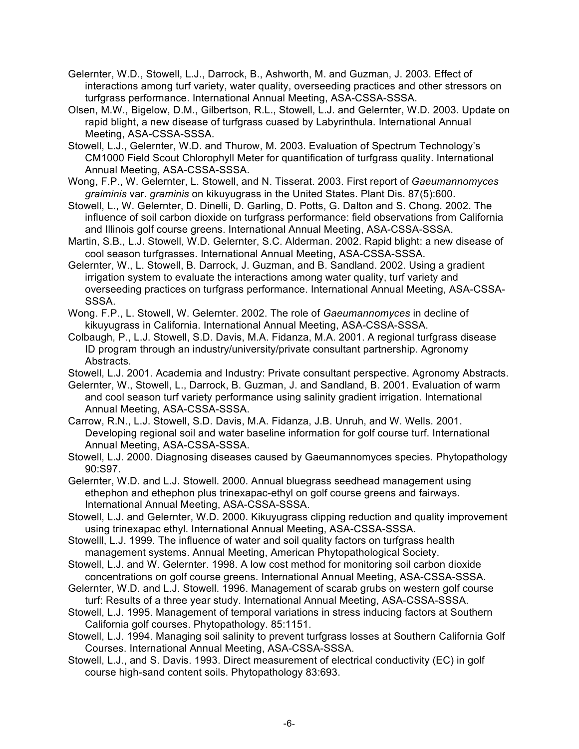Gelernter, W.D., Stowell, L.J., Darrock, B., Ashworth, M. and Guzman, J. 2003. Effect of interactions among turf variety, water quality, overseeding practices and other stressors on turfgrass performance. International Annual Meeting, ASA-CSSA-SSSA.

Olsen, M.W., Bigelow, D.M., Gilbertson, R.L., Stowell, L.J. and Gelernter, W.D. 2003. Update on rapid blight, a new disease of turfgrass cuased by Labyrinthula. International Annual Meeting, ASA-CSSA-SSSA.

Stowell, L.J., Gelernter, W.D. and Thurow, M. 2003. Evaluation of Spectrum Technology's CM1000 Field Scout Chlorophyll Meter for quantification of turfgrass quality. International Annual Meeting, ASA-CSSA-SSSA.

Wong, F.P., W. Gelernter, L. Stowell, and N. Tisserat. 2003. First report of *Gaeumannomyces graiminis* var. *graminis* on kikuyugrass in the United States. Plant Dis. 87(5):600.

Stowell, L., W. Gelernter, D. Dinelli, D. Garling, D. Potts, G. Dalton and S. Chong. 2002. The influence of soil carbon dioxide on turfgrass performance: field observations from California and Illinois golf course greens. International Annual Meeting, ASA-CSSA-SSSA.

Martin, S.B., L.J. Stowell, W.D. Gelernter, S.C. Alderman. 2002. Rapid blight: a new disease of cool season turfgrasses. International Annual Meeting, ASA-CSSA-SSSA.

Gelernter, W., L. Stowell, B. Darrock, J. Guzman, and B. Sandland. 2002. Using a gradient irrigation system to evaluate the interactions among water quality, turf variety and overseeding practices on turfgrass performance. International Annual Meeting, ASA-CSSA-SSSA.

Wong. F.P., L. Stowell, W. Gelernter. 2002. The role of *Gaeumannomyces* in decline of kikuyugrass in California. International Annual Meeting, ASA-CSSA-SSSA.

Colbaugh, P., L.J. Stowell, S.D. Davis, M.A. Fidanza, M.A. 2001. A regional turfgrass disease ID program through an industry/university/private consultant partnership. Agronomy Abstracts.

Stowell, L.J. 2001. Academia and Industry: Private consultant perspective. Agronomy Abstracts.

Gelernter, W., Stowell, L., Darrock, B. Guzman, J. and Sandland, B. 2001. Evaluation of warm and cool season turf variety performance using salinity gradient irrigation. International Annual Meeting, ASA-CSSA-SSSA.

Carrow, R.N., L.J. Stowell, S.D. Davis, M.A. Fidanza, J.B. Unruh, and W. Wells. 2001. Developing regional soil and water baseline information for golf course turf. International Annual Meeting, ASA-CSSA-SSSA.

Stowell, L.J. 2000. Diagnosing diseases caused by Gaeumannomyces species. Phytopathology 90:S97.

Gelernter, W.D. and L.J. Stowell. 2000. Annual bluegrass seedhead management using ethephon and ethephon plus trinexapac-ethyl on golf course greens and fairways. International Annual Meeting, ASA-CSSA-SSSA.

Stowell, L.J. and Gelernter, W.D. 2000. Kikuyugrass clipping reduction and quality improvement using trinexapac ethyl. International Annual Meeting, ASA-CSSA-SSSA.

Stowelll, L.J. 1999. The influence of water and soil quality factors on turfgrass health management systems. Annual Meeting, American Phytopathological Society.

Stowell, L.J. and W. Gelernter. 1998. A low cost method for monitoring soil carbon dioxide concentrations on golf course greens. International Annual Meeting, ASA-CSSA-SSSA.

Gelernter, W.D. and L.J. Stowell. 1996. Management of scarab grubs on western golf course turf: Results of a three year study. International Annual Meeting, ASA-CSSA-SSSA.

Stowell, L.J. 1995. Management of temporal variations in stress inducing factors at Southern California golf courses. Phytopathology. 85:1151.

Stowell, L.J. 1994. Managing soil salinity to prevent turfgrass losses at Southern California Golf Courses. International Annual Meeting, ASA-CSSA-SSSA.

Stowell, L.J., and S. Davis. 1993. Direct measurement of electrical conductivity (EC) in golf course high-sand content soils. Phytopathology 83:693.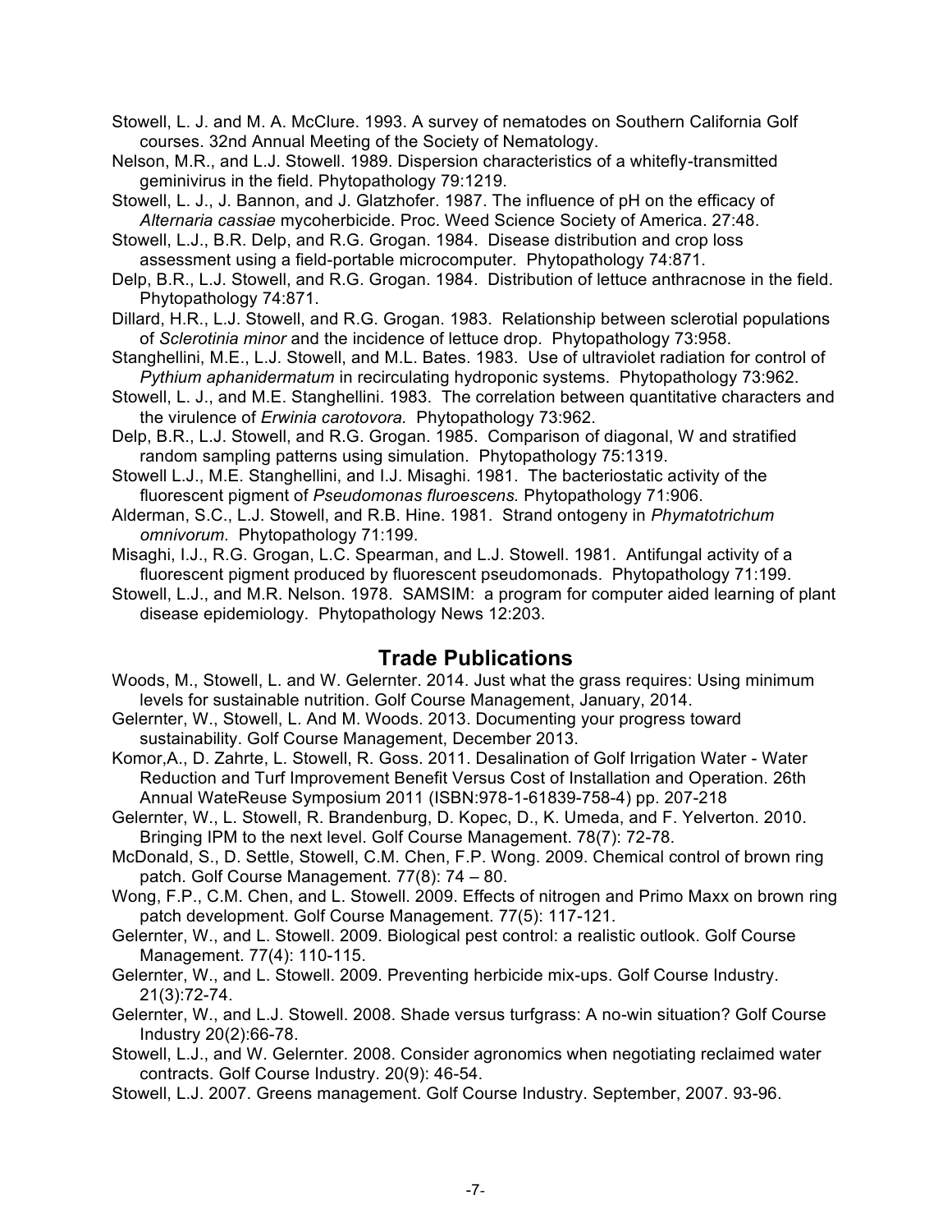Stowell, L. J. and M. A. McClure. 1993. A survey of nematodes on Southern California Golf courses. 32nd Annual Meeting of the Society of Nematology.

Nelson, M.R., and L.J. Stowell. 1989. Dispersion characteristics of a whitefly-transmitted geminivirus in the field. Phytopathology 79:1219.

Stowell, L. J., J. Bannon, and J. Glatzhofer. 1987. The influence of pH on the efficacy of *Alternaria cassiae* mycoherbicide. Proc. Weed Science Society of America. 27:48.

Stowell, L.J., B.R. Delp, and R.G. Grogan. 1984. Disease distribution and crop loss assessment using a field-portable microcomputer. Phytopathology 74:871.

Delp, B.R., L.J. Stowell, and R.G. Grogan. 1984. Distribution of lettuce anthracnose in the field. Phytopathology 74:871.

Dillard, H.R., L.J. Stowell, and R.G. Grogan. 1983. Relationship between sclerotial populations of *Sclerotinia minor* and the incidence of lettuce drop. Phytopathology 73:958.

Stanghellini, M.E., L.J. Stowell, and M.L. Bates. 1983. Use of ultraviolet radiation for control of *Pythium aphanidermatum* in recirculating hydroponic systems. Phytopathology 73:962.

Stowell, L. J., and M.E. Stanghellini. 1983. The correlation between quantitative characters and the virulence of *Erwinia carotovora.* Phytopathology 73:962.

Delp, B.R., L.J. Stowell, and R.G. Grogan. 1985. Comparison of diagonal, W and stratified random sampling patterns using simulation. Phytopathology 75:1319.

Stowell L.J., M.E. Stanghellini, and I.J. Misaghi. 1981. The bacteriostatic activity of the fluorescent pigment of *Pseudomonas fluroescens.* Phytopathology 71:906.

Alderman, S.C., L.J. Stowell, and R.B. Hine. 1981. Strand ontogeny in *Phymatotrichum omnivorum.* Phytopathology 71:199.

Misaghi, I.J., R.G. Grogan, L.C. Spearman, and L.J. Stowell. 1981. Antifungal activity of a fluorescent pigment produced by fluorescent pseudomonads. Phytopathology 71:199.

Stowell, L.J., and M.R. Nelson. 1978. SAMSIM: a program for computer aided learning of plant disease epidemiology. Phytopathology News 12:203.

## Trade Publications

Woods, M., Stowell, L. and W. Gelernter. 2014. Just what the grass requires: Using minimum levels for sustainable nutrition. Golf Course Management, January, 2014.

Gelernter, W., Stowell, L. And M. Woods. 2013. Documenting your progress toward sustainability. Golf Course Management, December 2013.

Komor,A., D. Zahrte, L. Stowell, R. Goss. 2011. Desalination of Golf Irrigation Water - Water Reduction and Turf Improvement Benefit Versus Cost of Installation and Operation. 26th Annual WateReuse Symposium 2011 (ISBN:978-1-61839-758-4) pp. 207-218

Gelernter, W., L. Stowell, R. Brandenburg, D. Kopec, D., K. Umeda, and F. Yelverton. 2010. Bringing IPM to the next level. Golf Course Management. 78(7): 72-78.

McDonald, S., D. Settle, Stowell, C.M. Chen, F.P. Wong. 2009. Chemical control of brown ring patch. Golf Course Management. 77(8): 74 – 80.

Wong, F.P., C.M. Chen, and L. Stowell. 2009. Effects of nitrogen and Primo Maxx on brown ring patch development. Golf Course Management. 77(5): 117-121.

Gelernter, W., and L. Stowell. 2009. Biological pest control: a realistic outlook. Golf Course Management. 77(4): 110-115.

Gelernter, W., and L. Stowell. 2009. Preventing herbicide mix-ups. Golf Course Industry. 21(3):72-74.

Gelernter, W., and L.J. Stowell. 2008. Shade versus turfgrass: A no-win situation? Golf Course Industry 20(2):66-78.

Stowell, L.J., and W. Gelernter. 2008. Consider agronomics when negotiating reclaimed water contracts. Golf Course Industry. 20(9): 46-54.

Stowell, L.J. 2007. Greens management. Golf Course Industry. September, 2007. 93-96.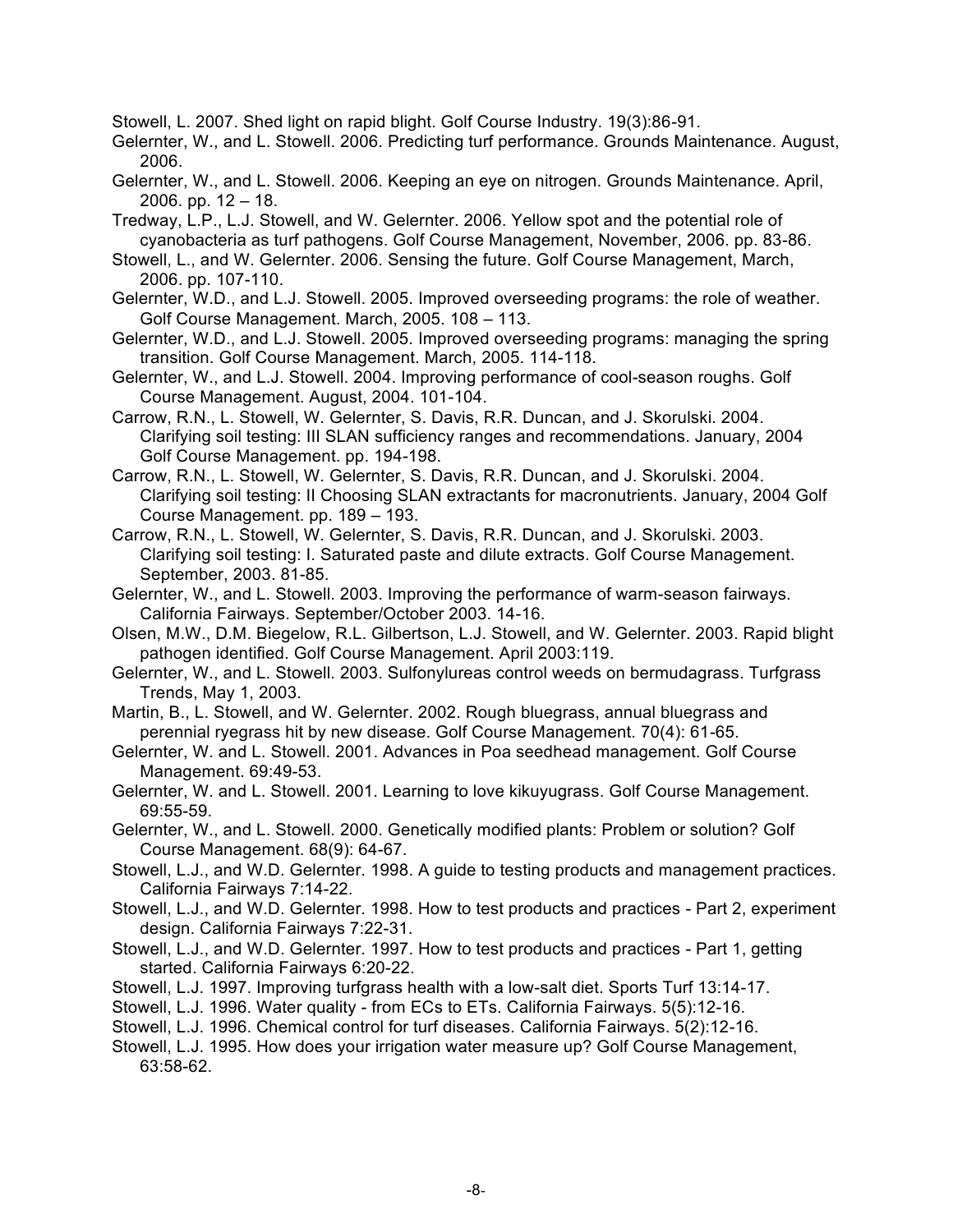Stowell, L. 2007. Shed light on rapid blight. Golf Course Industry. 19(3):86-91.

Gelernter, W., and L. Stowell. 2006. Predicting turf performance. Grounds Maintenance. August, 2006.

Gelernter, W., and L. Stowell. 2006. Keeping an eye on nitrogen. Grounds Maintenance. April, 2006. pp. 12 – 18.

Tredway, L.P., L.J. Stowell, and W. Gelernter. 2006. Yellow spot and the potential role of cyanobacteria as turf pathogens. Golf Course Management, November, 2006. pp. 83-86.

Stowell, L., and W. Gelernter. 2006. Sensing the future. Golf Course Management, March, 2006. pp. 107-110.

Gelernter, W.D., and L.J. Stowell. 2005. Improved overseeding programs: the role of weather. Golf Course Management. March, 2005. 108 – 113.

Gelernter, W.D., and L.J. Stowell. 2005. Improved overseeding programs: managing the spring transition. Golf Course Management. March, 2005. 114-118.

Gelernter, W., and L.J. Stowell. 2004. Improving performance of cool-season roughs. Golf Course Management. August, 2004. 101-104.

Carrow, R.N., L. Stowell, W. Gelernter, S. Davis, R.R. Duncan, and J. Skorulski. 2004. Clarifying soil testing: III SLAN sufficiency ranges and recommendations. January, 2004 Golf Course Management. pp. 194-198.

Carrow, R.N., L. Stowell, W. Gelernter, S. Davis, R.R. Duncan, and J. Skorulski. 2004. Clarifying soil testing: II Choosing SLAN extractants for macronutrients. January, 2004 Golf Course Management. pp. 189 – 193.

Carrow, R.N., L. Stowell, W. Gelernter, S. Davis, R.R. Duncan, and J. Skorulski. 2003. Clarifying soil testing: I. Saturated paste and dilute extracts. Golf Course Management. September, 2003. 81-85.

Gelernter, W., and L. Stowell. 2003. Improving the performance of warm-season fairways. California Fairways. September/October 2003. 14-16.

Olsen, M.W., D.M. Biegelow, R.L. Gilbertson, L.J. Stowell, and W. Gelernter. 2003. Rapid blight pathogen identified. Golf Course Management. April 2003:119.

Gelernter, W., and L. Stowell. 2003. Sulfonylureas control weeds on bermudagrass. Turfgrass Trends, May 1, 2003.

Martin, B., L. Stowell, and W. Gelernter. 2002. Rough bluegrass, annual bluegrass and perennial ryegrass hit by new disease. Golf Course Management. 70(4): 61-65.

Gelernter, W. and L. Stowell. 2001. Advances in Poa seedhead management. Golf Course Management. 69:49-53.

Gelernter, W. and L. Stowell. 2001. Learning to love kikuyugrass. Golf Course Management. 69:55-59.

Gelernter, W., and L. Stowell. 2000. Genetically modified plants: Problem or solution? Golf Course Management. 68(9): 64-67.

Stowell, L.J., and W.D. Gelernter. 1998. A guide to testing products and management practices. California Fairways 7:14-22.

Stowell, L.J., and W.D. Gelernter. 1998. How to test products and practices - Part 2, experiment design. California Fairways 7:22-31.

Stowell, L.J., and W.D. Gelernter. 1997. How to test products and practices - Part 1, getting started. California Fairways 6:20-22.

Stowell, L.J. 1997. Improving turfgrass health with a low-salt diet. Sports Turf 13:14-17.

Stowell, L.J. 1996. Water quality - from ECs to ETs. California Fairways. 5(5):12-16.

Stowell, L.J. 1996. Chemical control for turf diseases. California Fairways. 5(2):12-16.

Stowell, L.J. 1995. How does your irrigation water measure up? Golf Course Management, 63:58-62.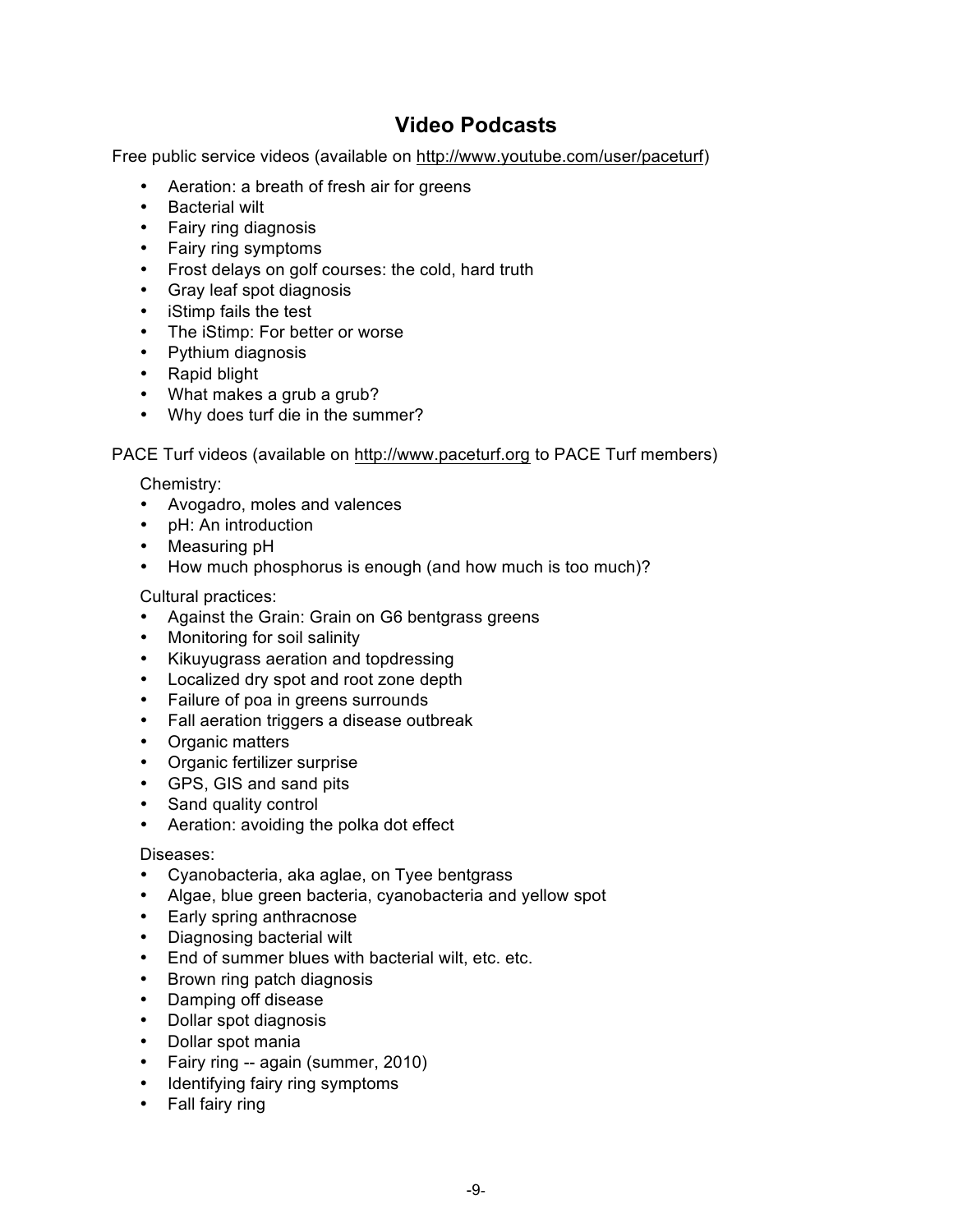## Video Podcasts

Free public service videos (available on http://www.youtube.com/user/paceturf)

- Aeration: a breath of fresh air for greens
- Bacterial wilt
- Fairy ring diagnosis
- Fairy ring symptoms
- Frost delays on golf courses: the cold, hard truth
- Gray leaf spot diagnosis
- iStimp fails the test
- The iStimp: For better or worse
- Pythium diagnosis
- Rapid blight
- What makes a grub a grub?
- Why does turf die in the summer?

PACE Turf videos (available on http://www.paceturf.org to PACE Turf members)

Chemistry:

- Avogadro, moles and valences
- pH: An introduction
- Measuring pH
- How much phosphorus is enough (and how much is too much)?

Cultural practices:

- Against the Grain: Grain on G6 bentgrass greens
- Monitoring for soil salinity
- Kikuyugrass aeration and topdressing
- Localized dry spot and root zone depth
- Failure of poa in greens surrounds
- Fall aeration triggers a disease outbreak
- Organic matters
- Organic fertilizer surprise
- GPS, GIS and sand pits
- Sand quality control
- Aeration: avoiding the polka dot effect

Diseases:

- Cyanobacteria, aka aglae, on Tyee bentgrass
- Algae, blue green bacteria, cyanobacteria and yellow spot
- Early spring anthracnose
- Diagnosing bacterial wilt
- End of summer blues with bacterial wilt, etc. etc.
- Brown ring patch diagnosis
- Damping off disease
- Dollar spot diagnosis
- Dollar spot mania
- Fairy ring -- again (summer, 2010)
- Identifying fairy ring symptoms
- Fall fairy ring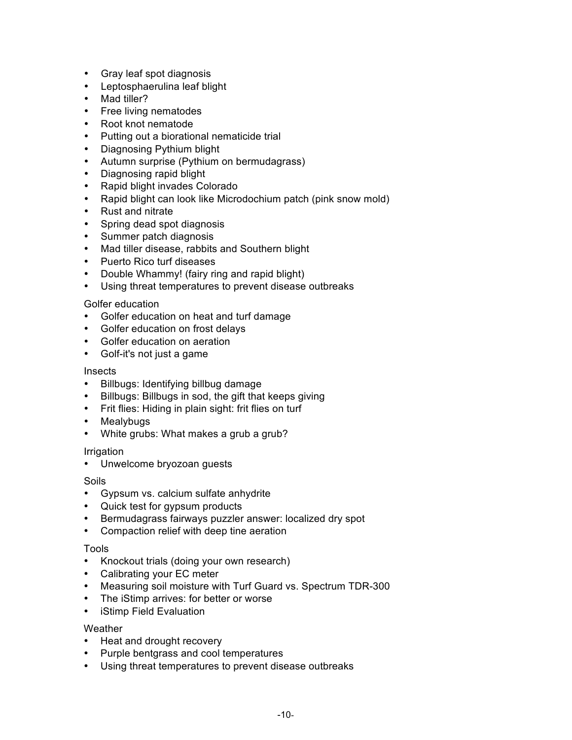- Gray leaf spot diagnosis
- Leptosphaerulina leaf blight
- Mad tiller?
- Free living nematodes
- Root knot nematode
- Putting out a biorational nematicide trial
- Diagnosing Pythium blight
- Autumn surprise (Pythium on bermudagrass)
- Diagnosing rapid blight
- Rapid blight invades Colorado
- Rapid blight can look like Microdochium patch (pink snow mold)
- Rust and nitrate
- Spring dead spot diagnosis
- Summer patch diagnosis
- Mad tiller disease, rabbits and Southern blight
- Puerto Rico turf diseases
- Double Whammy! (fairy ring and rapid blight)
- Using threat temperatures to prevent disease outbreaks

Golfer education

- Golfer education on heat and turf damage
- Golfer education on frost delays
- Golfer education on aeration
- Golf-it's not just a game

Insects

- Billbugs: Identifying billbug damage
- Billbugs: Billbugs in sod, the gift that keeps giving
- Frit flies: Hiding in plain sight: frit flies on turf
- Mealybugs
- White grubs: What makes a grub a grub?

Irrigation

- Unwelcome bryozoan guests

Soils

- Gypsum vs. calcium sulfate anhydrite
- Quick test for gypsum products
- Bermudagrass fairways puzzler answer: localized dry spot
- Compaction relief with deep tine aeration

Tools

- Knockout trials (doing your own research)
- Calibrating your EC meter
- Measuring soil moisture with Turf Guard vs. Spectrum TDR-300
- The iStimp arrives: for better or worse
- iStimp Field Evaluation

Weather

- Heat and drought recovery
- Purple bentgrass and cool temperatures
- Using threat temperatures to prevent disease outbreaks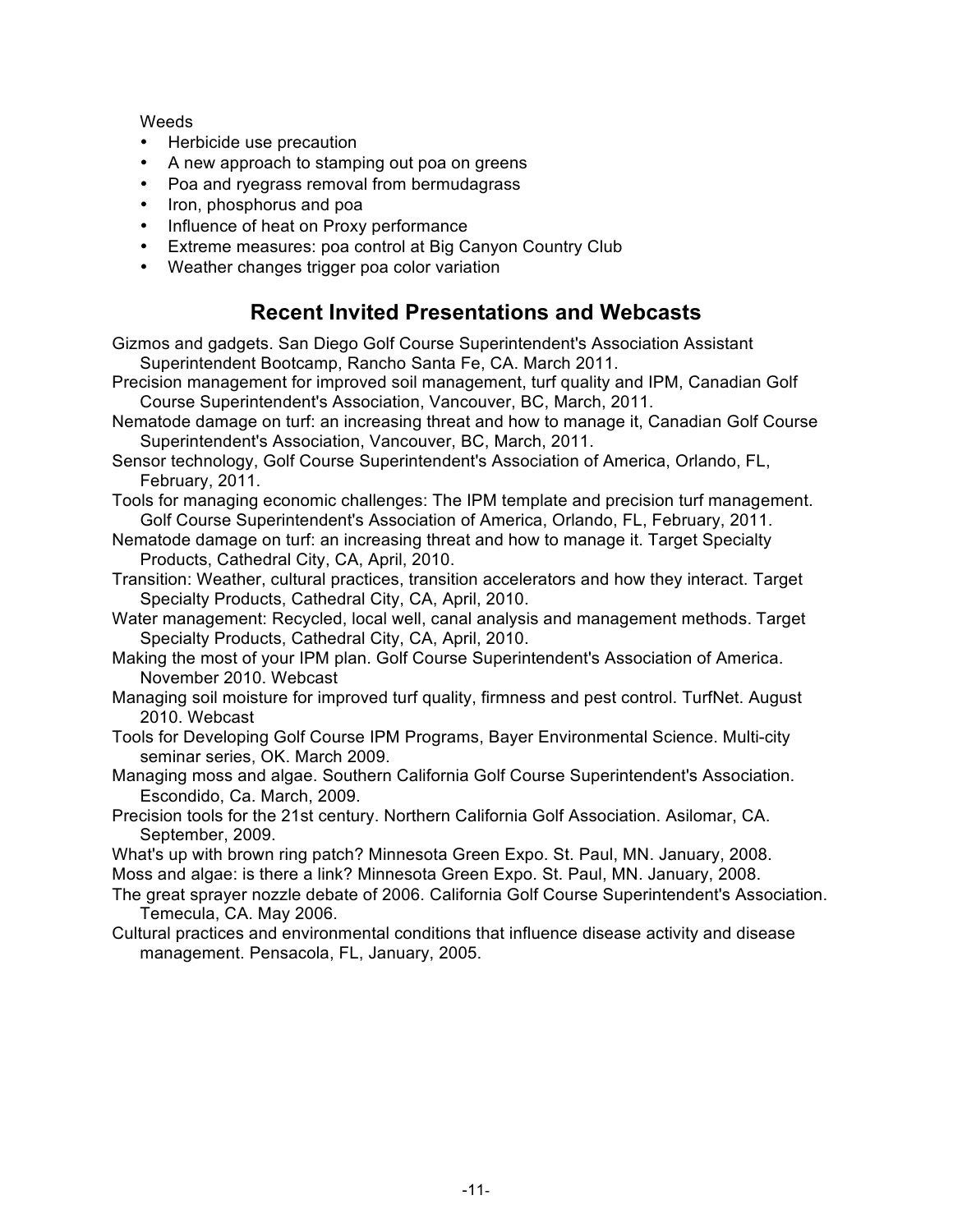Weeds

- Herbicide use precaution
- A new approach to stamping out poa on greens
- Poa and ryegrass removal from bermudagrass
- Iron, phosphorus and poa
- Influence of heat on Proxy performance
- Extreme measures: poa control at Big Canyon Country Club
- Weather changes trigger poa color variation

## Recent Invited Presentations and Webcasts

Gizmos and gadgets. San Diego Golf Course Superintendent's Association Assistant Superintendent Bootcamp, Rancho Santa Fe, CA. March 2011.

Precision management for improved soil management, turf quality and IPM, Canadian Golf Course Superintendent's Association, Vancouver, BC, March, 2011.

Nematode damage on turf: an increasing threat and how to manage it, Canadian Golf Course Superintendent's Association, Vancouver, BC, March, 2011.

Sensor technology, Golf Course Superintendent's Association of America, Orlando, FL, February, 2011.

Tools for managing economic challenges: The IPM template and precision turf management. Golf Course Superintendent's Association of America, Orlando, FL, February, 2011.

Nematode damage on turf: an increasing threat and how to manage it. Target Specialty Products, Cathedral City, CA, April, 2010.

Transition: Weather, cultural practices, transition accelerators and how they interact. Target Specialty Products, Cathedral City, CA, April, 2010.

Water management: Recycled, local well, canal analysis and management methods. Target Specialty Products, Cathedral City, CA, April, 2010.

Making the most of your IPM plan. Golf Course Superintendent's Association of America. November 2010. Webcast

Managing soil moisture for improved turf quality, firmness and pest control. TurfNet. August 2010. Webcast

Tools for Developing Golf Course IPM Programs, Bayer Environmental Science. Multi-city seminar series, OK. March 2009.

Managing moss and algae. Southern California Golf Course Superintendent's Association. Escondido, Ca. March, 2009.

Precision tools for the 21st century. Northern California Golf Association. Asilomar, CA. September, 2009.

What's up with brown ring patch? Minnesota Green Expo. St. Paul, MN. January, 2008.

Moss and algae: is there a link? Minnesota Green Expo. St. Paul, MN. January, 2008.

The great sprayer nozzle debate of 2006. California Golf Course Superintendent's Association. Temecula, CA. May 2006.

Cultural practices and environmental conditions that influence disease activity and disease management. Pensacola, FL, January, 2005.